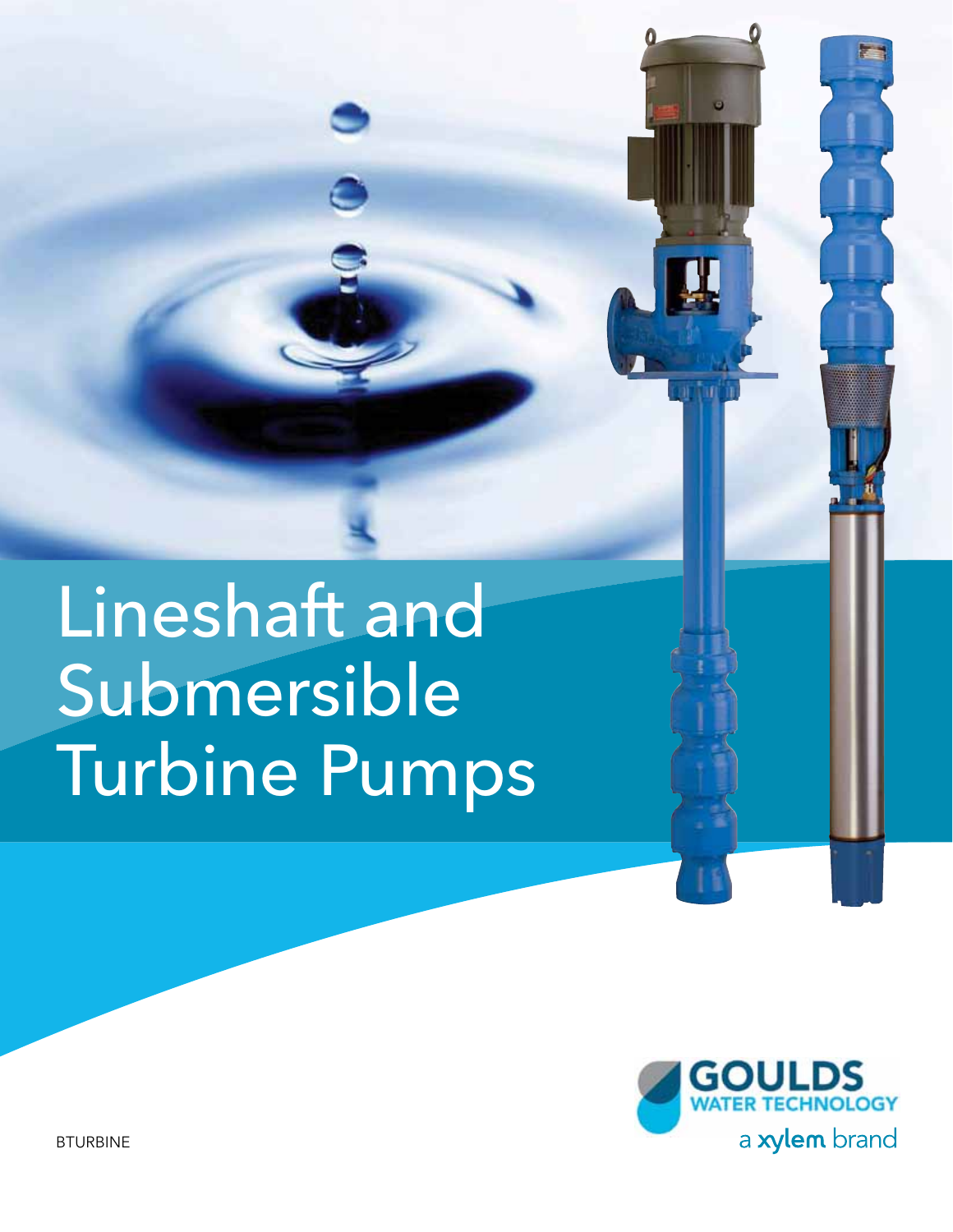# Lineshaft and Submersible Turbine Pumps

GOULDS WATER TECHNOLOGY

a xylem brand

BTURBINE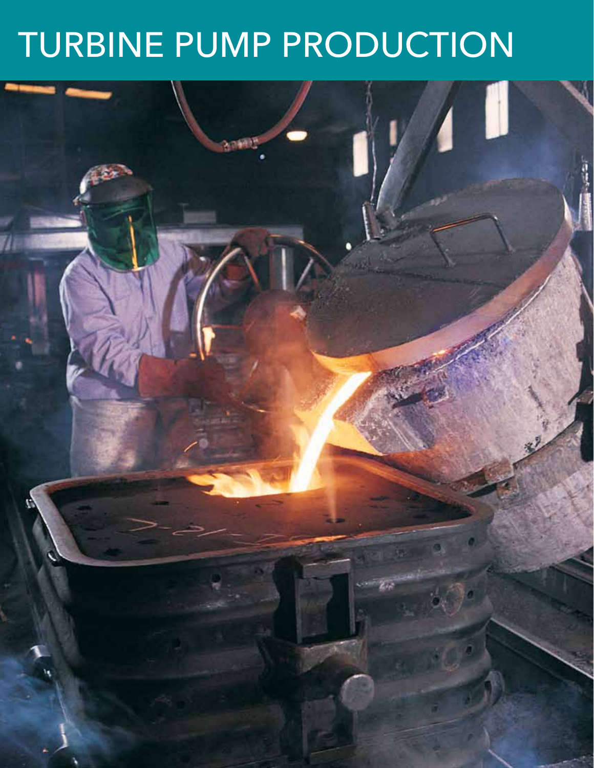# TURBINE PUMP PRODUCTION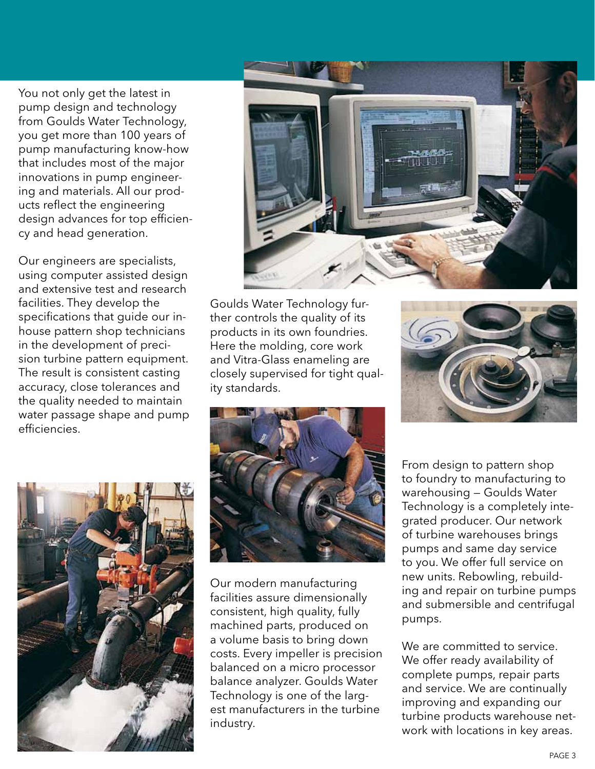You not only get the latest in pump design and technology from Goulds Water Technology, you get more than 100 years of pump manufacturing know-how that includes most of the major innovations in pump engineering and materials. All our products reflect the engineering design advances for top efficiency and head generation.

Our engineers are specialists, using computer assisted design and extensive test and research facilities. They develop the specifications that guide our in-house pattern shop technicians in the development of precision turbine pattern equipment. The result is consistent casting accuracy, close tolerances and the quality needed to maintain water passage shape and pump efficiencies.

Goulds Water Technology further controls the quality of its products in its own foundries. Here the molding, core work and Vitra-Glass enameling are closely supervised for tight quality standards.

Our modern manufacturing facilities assure dimensionally consistent, high quality, fully machined parts, produced on a volume basis to bring down costs. Every impeller is precision balanced on a micro processor balance analyzer. Goulds Water Technology is one of the largest manufacturers in the turbine industry.

From design to pattern shop to foundry to manufacturing to warehousing – Goulds Water Technology is a completely integrated producer. Our network of turbine warehouses brings pumps and same day service to you. We offer full service on new units. Rebowling, rebuilding and repair on turbine pumps and submersible and centrifugal pumps.

We are committed to service. We offer ready availability of complete pumps, repair parts and service. We are continually improving and expanding our turbine products warehouse network with locations in key areas.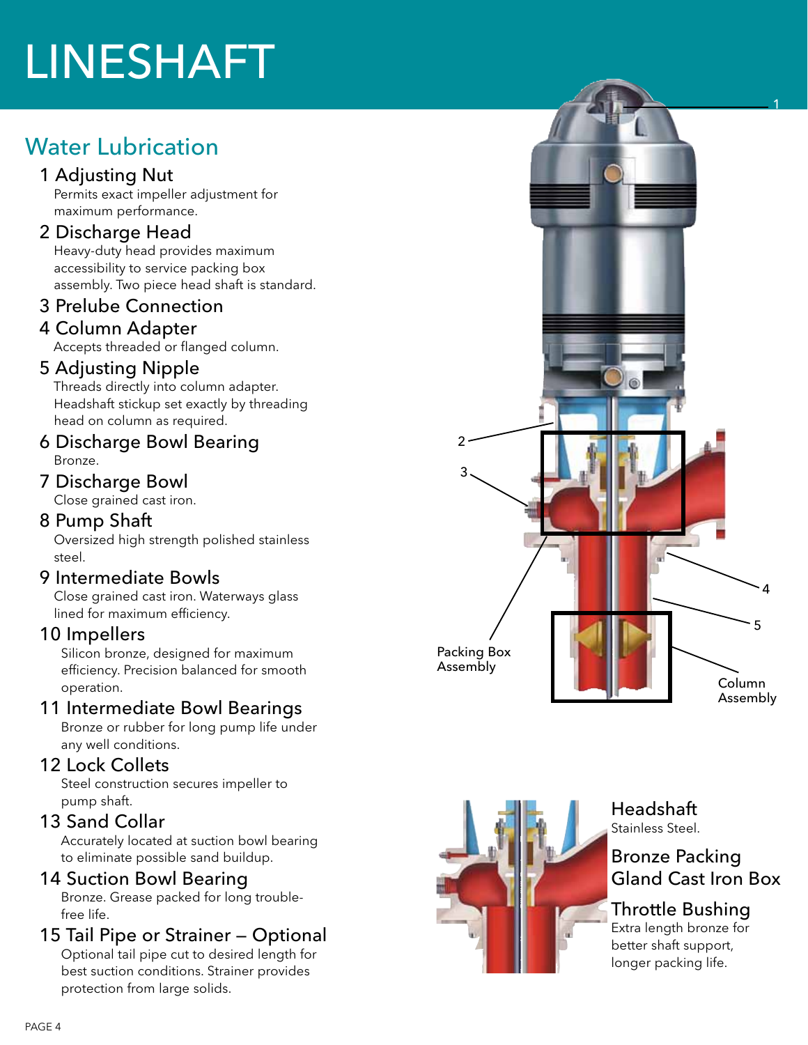# LINESHAFT

## Water Lubrication

1 Adjusting Nut
Permits exact impeller adjustment for maximum performance.

2 Discharge Head
Heavy-duty head provides maximum accessibility to service packing box assembly. Two piece head shaft is standard.

3 Prelube Connection

4 Column Adapter
Accepts threaded or flanged column.

5 Adjusting Nipple
Threads directly into column adapter. Headshaft stickup set exactly by threading head on column as required.

6 Discharge Bowl Bearing
Bronze.

7 Discharge Bowl
Close grained cast iron.

8 Pump Shaft
Oversized high strength polished stainless steel.

9 Intermediate Bowls
Close grained cast iron. Waterways glass lined for maximum efficiency.

10 Impellers
Silicon bronze, designed for maximum efficiency. Precision balanced for smooth operation.

11 Intermediate Bowl Bearings
Bronze or rubber for long pump life under any well conditions.

12 Lock Collets
Steel construction secures impeller to pump shaft.

13 Sand Collar
Accurately located at suction bowl bearing to eliminate possible sand buildup.

14 Suction Bowl Bearing
Bronze. Grease packed for long trouble-free life.

15 Tail Pipe or Strainer – Optional
Optional tail pipe cut to desired length for best suction conditions. Strainer provides protection from large solids.

1

2

3

4

5

Packing Box Assembly

Column Assembly

Headshaft
Stainless Steel.

Bronze Packing
Gland Cast Iron Box

Throttle Bushing
Extra length bronze for better shaft support, longer packing life.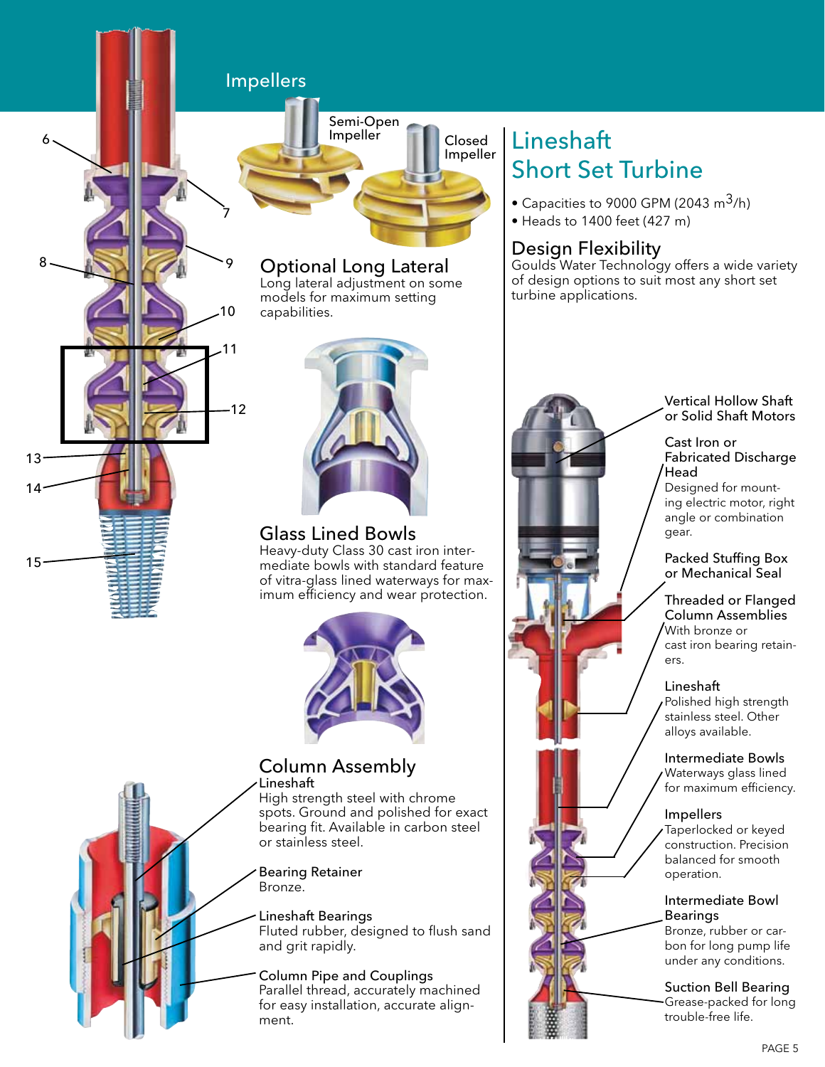## Impellers

Semi-Open Impeller

Closed Impeller

### Optional Long Lateral

Long lateral adjustment on some models for maximum setting capabilities.

### Glass Lined Bowls

Heavy-duty Class 30 cast iron intermediate bowls with standard feature of vitra-glass lined waterways for maximum efficiency and wear protection.

### Column Assembly

**Lineshaft**
High strength steel with chrome spots. Ground and polished for exact bearing fit. Available in carbon steel or stainless steel.

**Bearing Retainer**
Bronze.

**Lineshaft Bearings**
Fluted rubber, designed to flush sand and grit rapidly.

**Column Pipe and Couplings**
Parallel thread, accurately machined for easy installation, accurate alignment.

# Lineshaft Short Set Turbine

- Capacities to 9000 GPM (2043 $m^3$/h)
- Heads to 1400 feet (427 m)

## Design Flexibility

Goulds Water Technology offers a wide variety of design options to suit most any short set turbine applications.

**Vertical Hollow Shaft or Solid Shaft Motors**

**Cast Iron or Fabricated Discharge Head**
Designed for mounting electric motor, right angle or combination gear.

**Packed Stuffing Box or Mechanical Seal**

**Threaded or Flanged Column Assemblies**
With bronze or cast iron bearing retainers.

**Lineshaft**
Polished high strength stainless steel. Other alloys available.

**Intermediate Bowls**
Waterways glass lined for maximum efficiency.

**Impellers**
Taperlocked or keyed construction. Precision balanced for smooth operation.

**Intermediate Bowl Bearings**
Bronze, rubber or carbon for long pump life under any conditions.

**Suction Bell Bearing**
Grease-packed for long trouble-free life.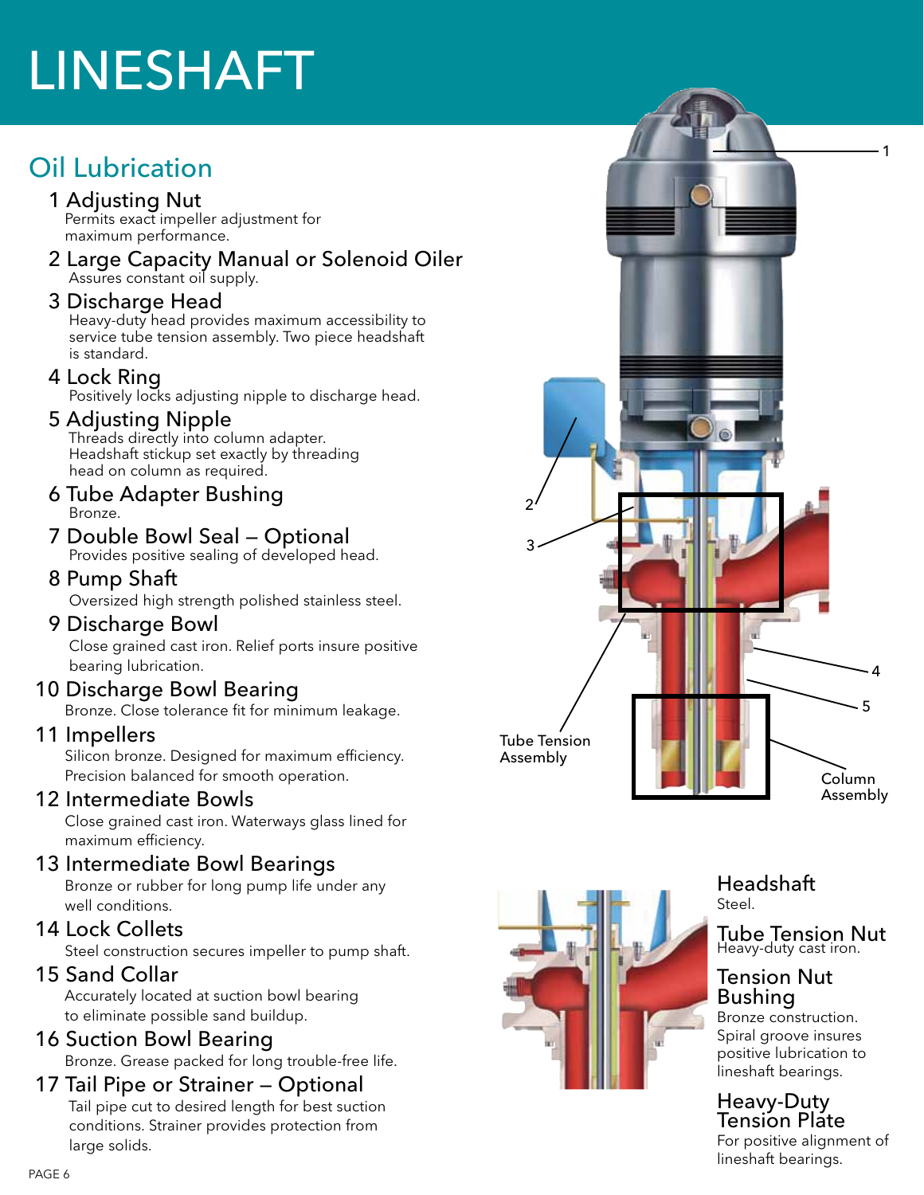# LINESHAFT

## Oil Lubrication

1. **Adjusting Nut**
   Permits exact impeller adjustment for maximum performance.
2. **Large Capacity Manual or Solenoid Oiler**
   Assures constant oil supply.
3. **Discharge Head**
   Heavy-duty head provides maximum accessibility to service tube tension assembly. Two piece headshaft is standard.
4. **Lock Ring**
   Positively locks adjusting nipple to discharge head.
5. **Adjusting Nipple**
   Threads directly into column adapter. Headshaft stickup set exactly by threading head on column as required.
6. **Tube Adapter Bushing**
   Bronze.
7. **Double Bowl Seal – Optional**
   Provides positive sealing of developed head.
8. **Pump Shaft**
   Oversized high strength polished stainless steel.
9. **Discharge Bowl**
   Close grained cast iron. Relief ports insure positive bearing lubrication.
10. **Discharge Bowl Bearing**
    Bronze. Close tolerance fit for minimum leakage.
11. **Impellers**
    Silicon bronze. Designed for maximum efficiency. Precision balanced for smooth operation.
12. **Intermediate Bowls**
    Close grained cast iron. Waterways glass lined for maximum efficiency.
13. **Intermediate Bowl Bearings**
    Bronze or rubber for long pump life under any well conditions.
14. **Lock Collets**
    Steel construction secures impeller to pump shaft.
15. **Sand Collar**
    Accurately located at suction bowl bearing to eliminate possible sand buildup.
16. **Suction Bowl Bearing**
    Bronze. Grease packed for long trouble-free life.
17. **Tail Pipe or Strainer – Optional**
    Tail pipe cut to desired length for best suction conditions. Strainer provides protection from large solids.

Tube Tension Assembly

Column Assembly

### Headshaft
Steel.

### Tube Tension Nut
Heavy-duty cast iron.

### Tension Nut Bushing
Bronze construction. Spiral groove insures positive lubrication to lineshaft bearings.

### Heavy-Duty Tension Plate
For positive alignment of lineshaft bearings.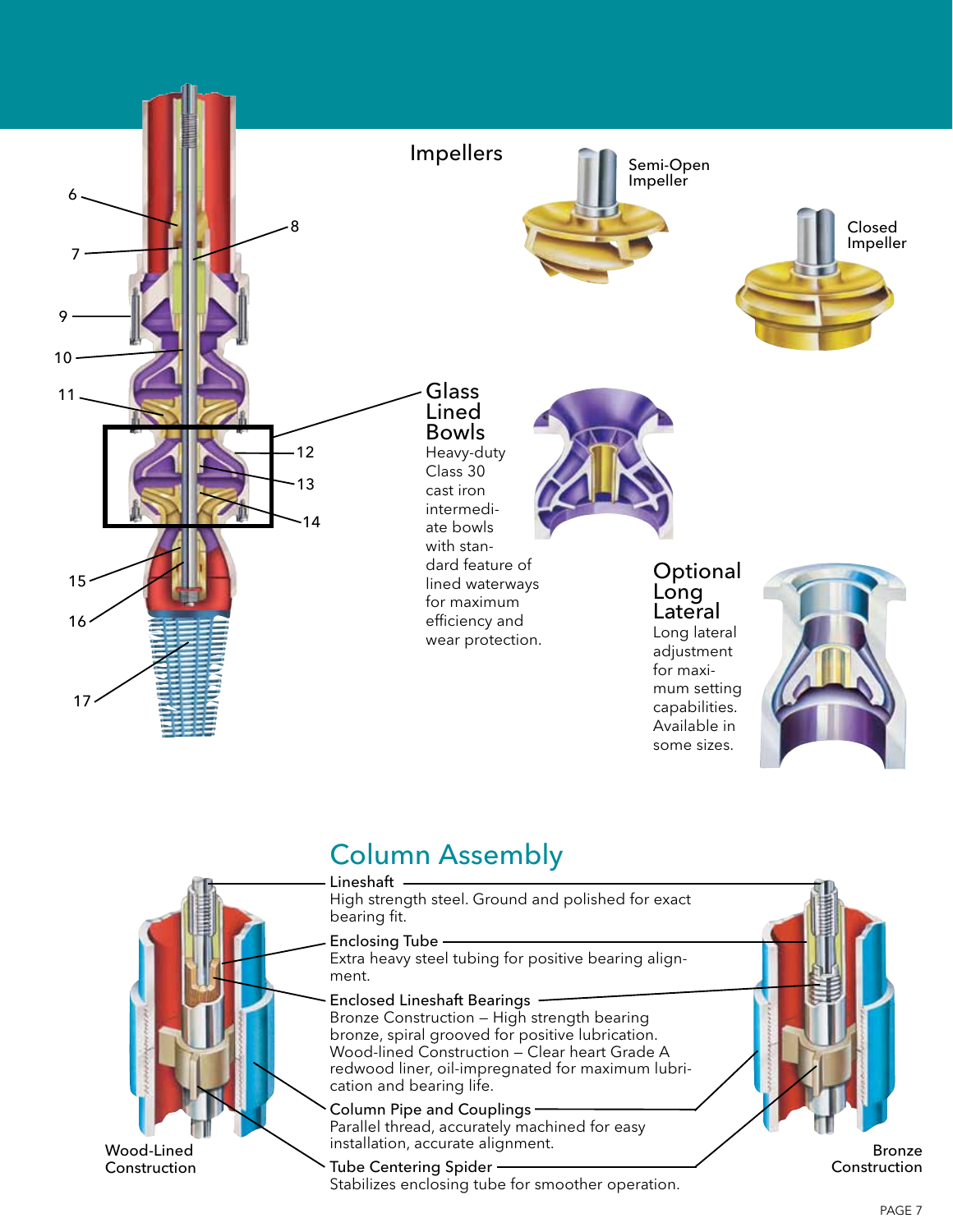6
7
8
9
10
11
12
13
14
15
16
17

## Impellers

Semi-Open Impeller

Closed Impeller

## Glass Lined Bowls

Heavy-duty Class 30 cast iron intermediate bowls with standard feature of lined waterways for maximum efficiency and wear protection.

## Optional Long Lateral

Long lateral adjustment for maximum setting capabilities. Available in some sizes.

## Column Assembly

**Lineshaft**
High strength steel. Ground and polished for exact bearing fit.

**Enclosing Tube**
Extra heavy steel tubing for positive bearing alignment.

**Enclosed Lineshaft Bearings**
Bronze Construction – High strength bearing bronze, spiral grooved for positive lubrication.
Wood-lined Construction – Clear heart Grade A redwood liner, oil-impregnated for maximum lubrication and bearing life.

**Column Pipe and Couplings**
Parallel thread, accurately machined for easy installation, accurate alignment.

**Tube Centering Spider**
Stabilizes enclosing tube for smoother operation.

Wood-Lined Construction

Bronze Construction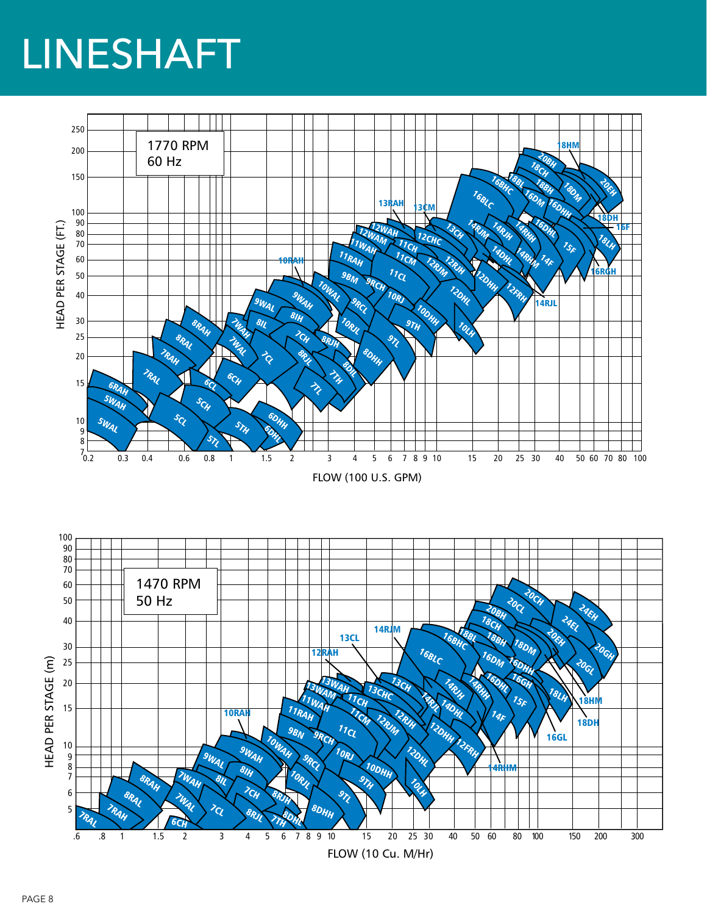# LINESHAFT

1770 RPM
60 Hz

HEAD PER STAGE (FT.)

FLOW (100 U.S. GPM)

6RAH, 5WAH, 5WAL, 7RAL, 7RAH, 8RAL, 8RAH, 5CL, 5CH, 6CL, 6CH, 5TL, 5TH, 6DHH, 6DHL, 7WAH, 7WAL, 7CL, 7CH, 8IL, 8IH, 9WAL, 9WAH, 10RAH, 8RJL, 8RJH, 7TL, 7TH, 8DIL, 10WAL, 9RCL, 9RCH, 10RJL, 10RJ, 9BM, 11RAH, 11WAH, 12WAM, 12WAH, 13RAH, 13CM, 11CH, 11CM, 11CL, 12CHC, 12RJM, 12RJH, 13CH, 8DHH, 9TL, 9TH, 10DHH, 12DHL, 10LH, 12DHH, 14RJM, 14RJH, 14DHL, 14RHH, 14RHM, 12FRH, 14RJL, 14F, 16BLC, 16BHC, 18BL, 16DM, 18CH, 18BH, 20BH, 18HM, 18DM, 16DHH, 16DHL, 20EH, 18DH, 15F, 18LH, 16RGH

1470 RPM
50 Hz

HEAD PER STAGE (m)

FLOW (10 Cu. M/Hr)

7RAL, 7RAH, 8RAL, 8RAH, 6CH, 7WAH, 7WAL, 7CL, 7CH, 8IL, 8IH, 9WAL, 9WAH, 10RAH, 8RJL, 8RJH, 7TH, 8DHL, 9BN, 10WAH, 9RCL, 9RCH, 10RJL, 10RJ, 8DHH, 9TL, 9TH, 11RAH, 11WAH, 13WAM, 13WAH, 12RAH, 13CL, 11CH, 11CM, 11CL, 13CHC, 12RJM, 12RJH, 10DHH, 12DHL, 10LH, 13CH, 14RJL, 14RJM, 14RJH, 14DHL, 14RHH, 12DHH, 12FRH, 14RHM, 14F, 16BLC, 16BHC, 18BL, 18CH, 18BH, 20BH, 16DM, 16DHH, 18DM, 16DHL, 16GH, 15F, 18LH, 16GL, 18HM, 18DH, 20CL, 20CH, 20EH, 24EL, 24EH, 20GL, 20GH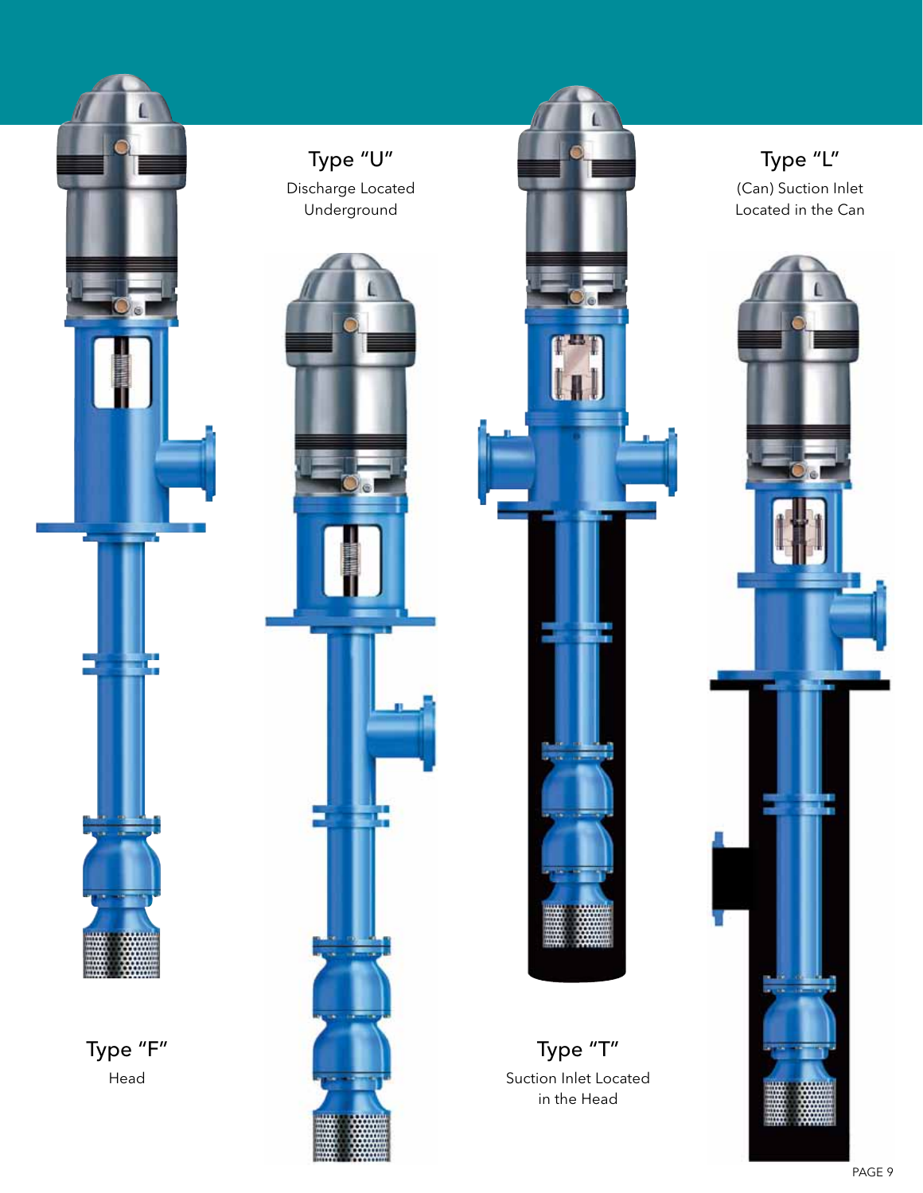Type "U"

Discharge Located Underground

Type "L"

(Can) Suction Inlet Located in the Can

Type "F"

Head

Type "T"

Suction Inlet Located in the Head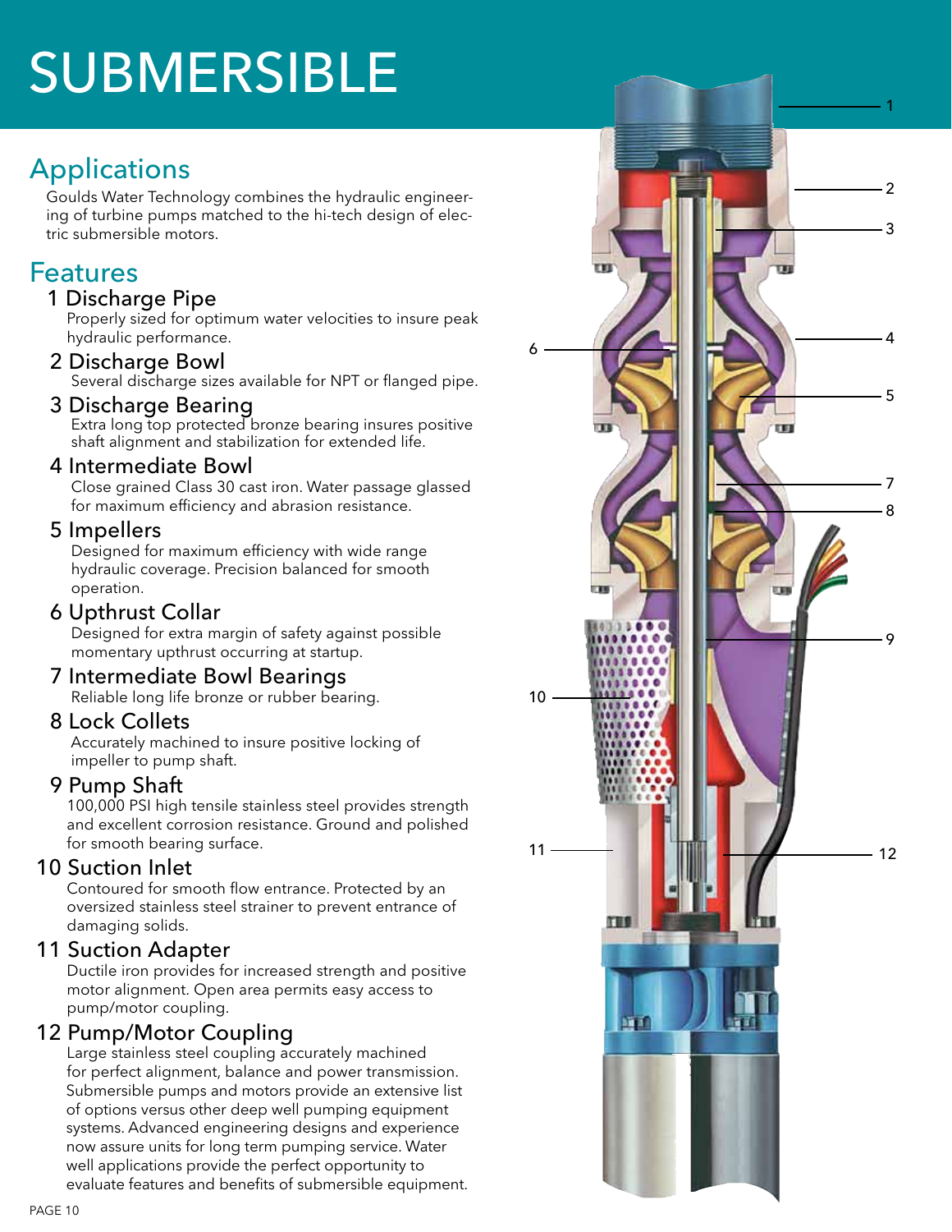# SUBMERSIBLE

## Applications

Goulds Water Technology combines the hydraulic engineering of turbine pumps matched to the hi-tech design of electric submersible motors.

## Features

### 1 Discharge Pipe
Properly sized for optimum water velocities to insure peak hydraulic performance.

### 2 Discharge Bowl
Several discharge sizes available for NPT or flanged pipe.

### 3 Discharge Bearing
Extra long top protected bronze bearing insures positive shaft alignment and stabilization for extended life.

### 4 Intermediate Bowl
Close grained Class 30 cast iron. Water passage glassed for maximum efficiency and abrasion resistance.

### 5 Impellers
Designed for maximum efficiency with wide range hydraulic coverage. Precision balanced for smooth operation.

### 6 Upthrust Collar
Designed for extra margin of safety against possible momentary upthrust occurring at startup.

### 7 Intermediate Bowl Bearings
Reliable long life bronze or rubber bearing.

### 8 Lock Collets
Accurately machined to insure positive locking of impeller to pump shaft.

### 9 Pump Shaft
100,000 PSI high tensile stainless steel provides strength and excellent corrosion resistance. Ground and polished for smooth bearing surface.

### 10 Suction Inlet
Contoured for smooth flow entrance. Protected by an oversized stainless steel strainer to prevent entrance of damaging solids.

### 11 Suction Adapter
Ductile iron provides for increased strength and positive motor alignment. Open area permits easy access to pump/motor coupling.

### 12 Pump/Motor Coupling
Large stainless steel coupling accurately machined for perfect alignment, balance and power transmission. Submersible pumps and motors provide an extensive list of options versus other deep well pumping equipment systems. Advanced engineering designs and experience now assure units for long term pumping service. Water well applications provide the perfect opportunity to evaluate features and benefits of submersible equipment.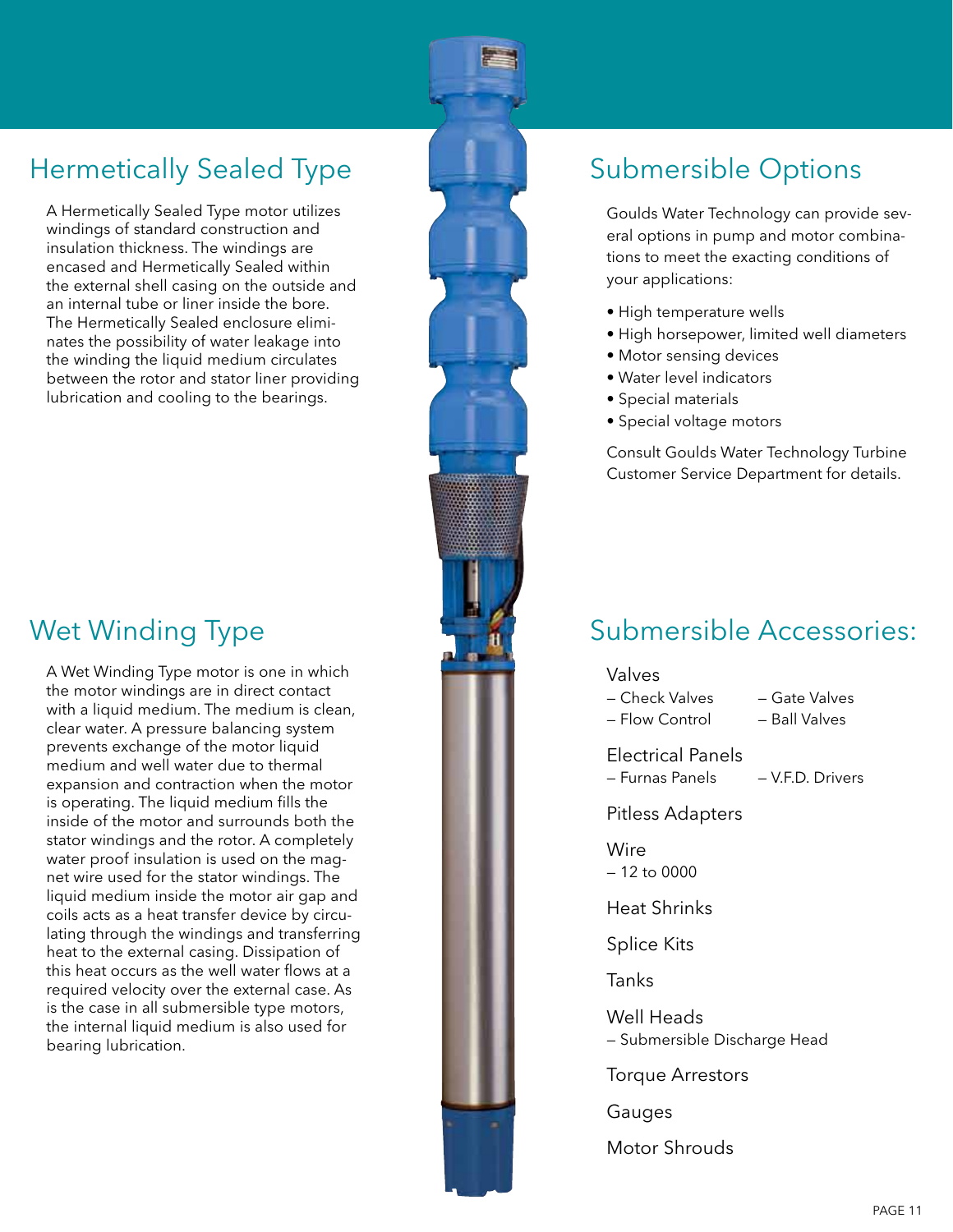## Hermetically Sealed Type

A Hermetically Sealed Type motor utilizes windings of standard construction and insulation thickness. The windings are encased and Hermetically Sealed within the external shell casing on the outside and an internal tube or liner inside the bore. The Hermetically Sealed enclosure eliminates the possibility of water leakage into the winding the liquid medium circulates between the rotor and stator liner providing lubrication and cooling to the bearings.

## Wet Winding Type

A Wet Winding Type motor is one in which the motor windings are in direct contact with a liquid medium. The medium is clean, clear water. A pressure balancing system prevents exchange of the motor liquid medium and well water due to thermal expansion and contraction when the motor is operating. The liquid medium fills the inside of the motor and surrounds both the stator windings and the rotor. A completely water proof insulation is used on the magnet wire used for the stator windings. The liquid medium inside the motor air gap and coils acts as a heat transfer device by circulating through the windings and transferring heat to the external casing. Dissipation of this heat occurs as the well water flows at a required velocity over the external case. As is the case in all submersible type motors, the internal liquid medium is also used for bearing lubrication.

## Submersible Options

Goulds Water Technology can provide several options in pump and motor combinations to meet the exacting conditions of your applications:

- High temperature wells
- High horsepower, limited well diameters
- Motor sensing devices
- Water level indicators
- Special materials
- Special voltage motors

Consult Goulds Water Technology Turbine Customer Service Department for details.

## Submersible Accessories:

### Valves
- Check Valves
- Flow Control
- Gate Valves
- Ball Valves

### Electrical Panels
- Furnas Panels
- V.F.D. Drivers

### Pitless Adapters

### Wire
- 12 to 0000

### Heat Shrinks

### Splice Kits

### Tanks

### Well Heads
- Submersible Discharge Head

### Torque Arrestors

### Gauges

### Motor Shrouds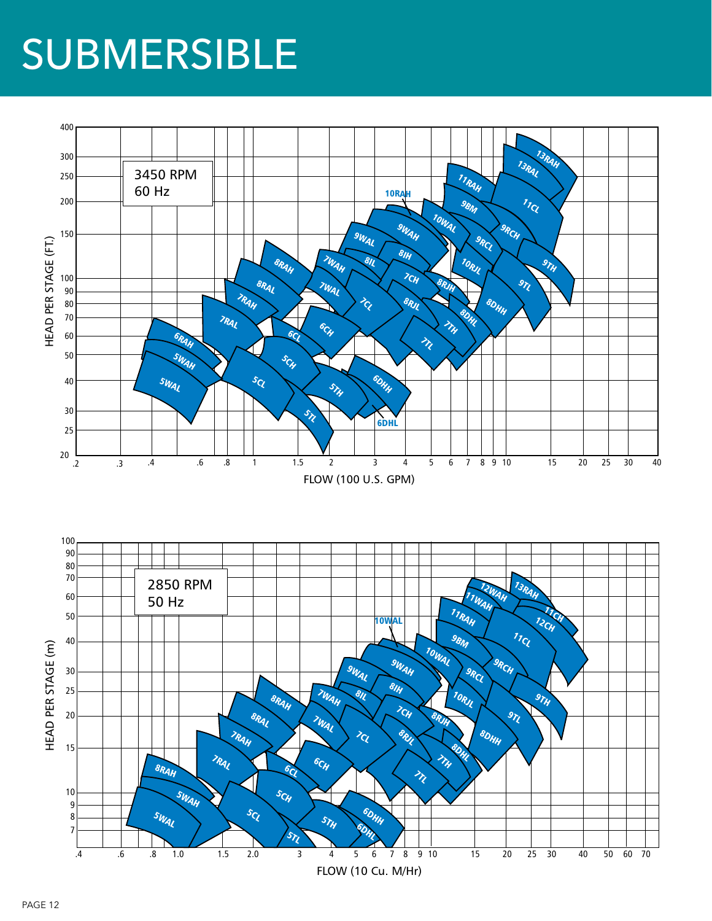# SUBMERSIBLE

3450 RPM
60 Hz

HEAD PER STAGE (FT.)

FLOW (100 U.S. GPM)

2850 RPM
50 Hz

HEAD PER STAGE (m)

FLOW (10 Cu. M/Hr)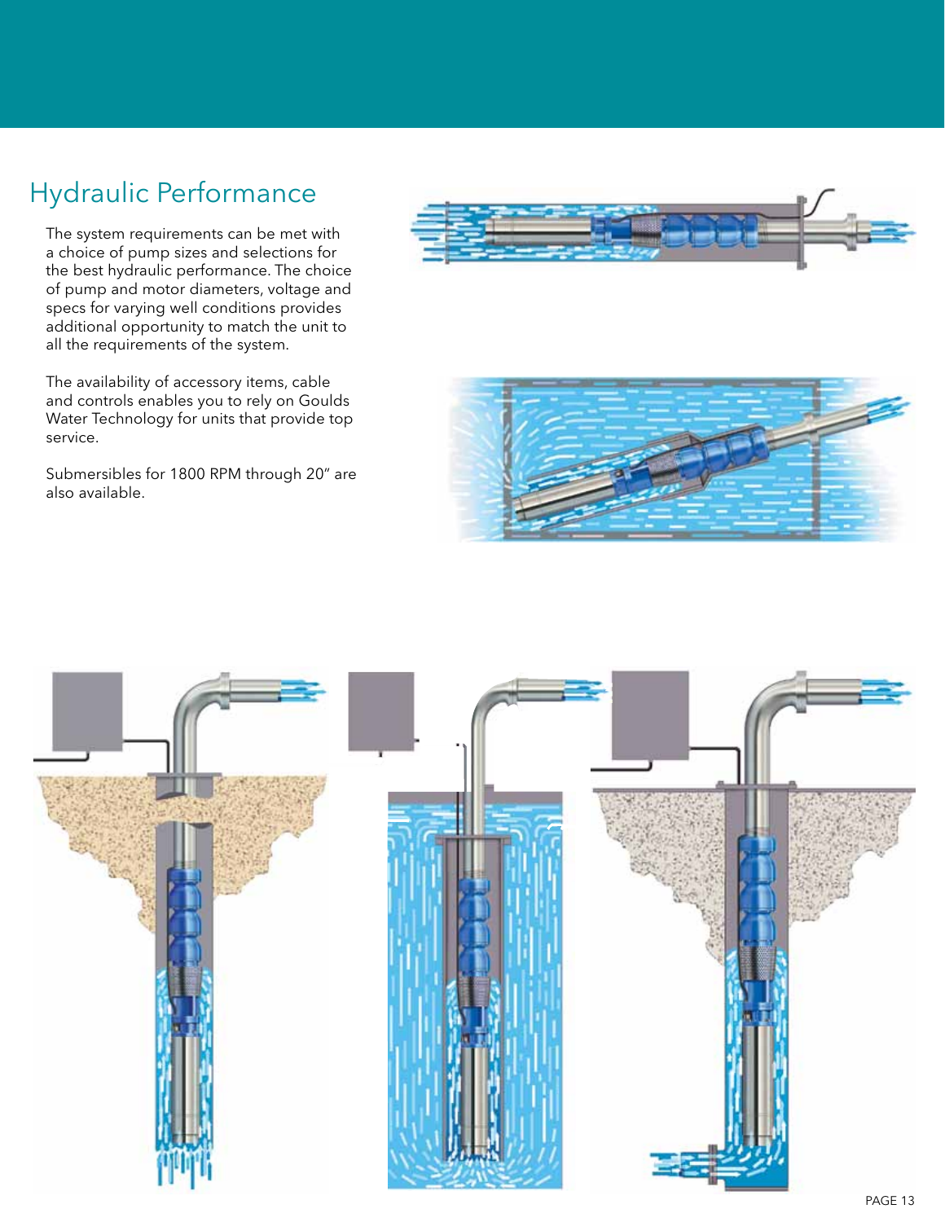# Hydraulic Performance

The system requirements can be met with a choice of pump sizes and selections for the best hydraulic performance. The choice of pump and motor diameters, voltage and specs for varying well conditions provides additional opportunity to match the unit to all the requirements of the system.

The availability of accessory items, cable and controls enables you to rely on Goulds Water Technology for units that provide top service.

Submersibles for 1800 RPM through 20" are also available.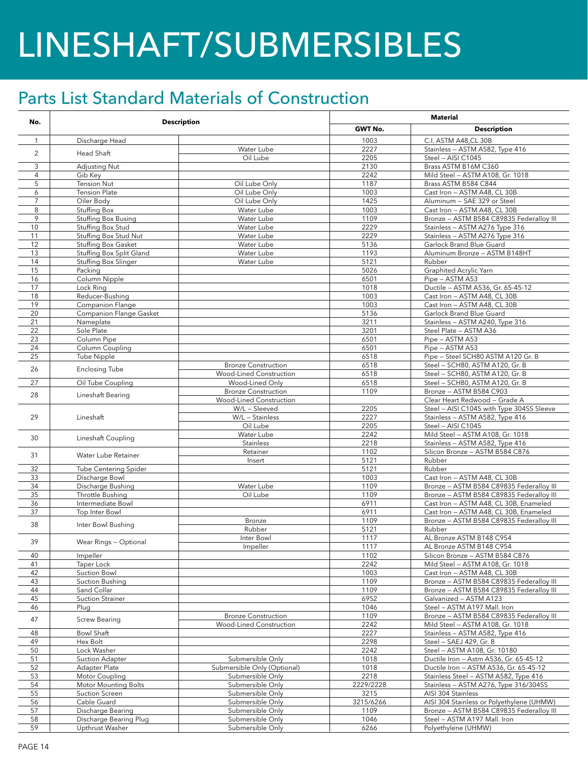# LINESHAFT/SUBMERSIBLES

## Parts List Standard Materials of Construction

| No. | Description | | Material | |
|---|---|---|---|---|
| | | | GWT No. | Description |
| 1 | Discharge Head | | 1003 | C.I. ASTM A48,CL 30B |
| 2 | Head Shaft | Water Lube | 2227 | Stainless – ASTM A582, Type 416 |
| | | Oil Lube | 2205 | Steel – AISI C1045 |
| 3 | Adjusting Nut | | 2130 | Brass ASTM B16M C360 |
| 4 | Gib Key | | 2242 | Mild Steel – ASTM A108, Gr. 1018 |
| 5 | Tension Nut | Oil Lube Only | 1187 | Brass ASTM B584 C844 |
| 6 | Tension Plate | Oil Lube Only | 1003 | Cast Iron – ASTM A48, CL 30B |
| 7 | Oiler Body | Oil Lube Only | 1425 | Aluminum – SAE 329 or Steel |
| 8 | Stuffing Box | Water Lube | 1003 | Cast Iron – ASTM A48, CL 30B |
| 9 | Stuffing Box Busing | Water Lube | 1109 | Bronze – ASTM B584 C89835 Federalloy III |
| 10 | Stuffing Box Stud | Water Lube | 2229 | Stainless – ASTM A276 Type 316 |
| 11 | Stuffing Box Stud Nut | Water Lube | 2229 | Stainless – ASTM A276 Type 316 |
| 12 | Stuffing Box Gasket | Water Lube | 5136 | Garlock Brand Blue Guard |
| 13 | Stuffing Box Split Gland | Water Lube | 1193 | Aluminum Bronze – ASTM B148HT |
| 14 | Stuffing Box Slinger | Water Lube | 5121 | Rubber |
| 15 | Packing | | 5026 | Graphited Acrylic Yarn |
| 16 | Column Nipple | | 6501 | Pipe – ASTM A53 |
| 17 | Lock Ring | | 1018 | Ductile – ASTM A536, Gr. 65-45-12 |
| 18 | Reducer-Bushing | | 1003 | Cast Iron – ASTM A48, CL 30B |
| 19 | Companion Flange | | 1003 | Cast Iron – ASTM A48, CL 30B |
| 20 | Companion Flange Gasket | | 5136 | Garlock Brand Blue Guard |
| 21 | Nameplate | | 3211 | Stainless – ASTM A240, Type 316 |
| 22 | Sole Plate | | 3201 | Steel Plate – ASTM A36 |
| 23 | Column Pipe | | 6501 | Pipe – ASTM A53 |
| 24 | Column Coupling | | 6501 | Pipe – ASTM A53 |
| 25 | Tube Nipple | | 6518 | Pipe – Steel SCH80 ASTM A120 Gr. B |
| 26 | Enclosing Tube | Bronze Construction | 6518 | Steel – SCH80, ASTM A120, Gr. B |
| | | Wood-Lined Construction | 6518 | Steel – SCH80, ASTM A120, Gr. B |
| 27 | Oil Tube Coupling | Wood-Lined Only | 6518 | Steel – SCH80, ASTM A120, Gr. B |
| 28 | Lineshaft Bearing | Bronze Construction | 1109 | Bronze – ASTM B584 C903 |
| | | Wood-Lined Construction | | Clear Heart Redwood – Grade A |
| 29 | Lineshaft | W/L – Sleeved | 2205 | Steel – AISI C1045 with Type 304SS Sleeve |
| | | W/L – Stainless | 2227 | Stainless – ASTM A582, Type 416 |
| | | Oil Lube | 2205 | Steel – AISI C1045 |
| 30 | Lineshaft Coupling | Water Lube | 2242 | Mild Steel – ASTM A108, Gr. 1018 |
| | | Stainless | 2218 | Stainless – ASTM A582, Type 416 |
| 31 | Water Lube Retainer | Retainer | 1102 | Silicon Bronze – ASTM B584 C876 |
| | | Insert | 5121 | Rubber |
| 32 | Tube Centering Spider | | 5121 | Rubber |
| 33 | Discharge Bowl | | 1003 | Cast Iron – ASTM A48, CL 30B |
| 34 | Discharge Bushing | Water Lube | 1109 | Bronze – ASTM B584 C89835 Federalloy III |
| 35 | Throttle Bushing | Oil Lube | 1109 | Bronze – ASTM B584 C89835 Federalloy III |
| 36 | Intermediate Bowl | | 6911 | Cast Iron – ASTM A48, CL 30B, Enameled |
| 37 | Top Inter Bowl | | 6911 | Cast Iron – ASTM A48, CL 30B, Enameled |
| 38 | Inter Bowl Bushing | Bronze | 1109 | Bronze – ASTM B584 C89835 Federalloy III |
| | | Rubber | 5121 | Rubber |
| 39 | Wear Rings – Optional | Inter Bowl | 1117 | AL Bronze ASTM B148 C954 |
| | | Impeller | 1117 | AL Bronze ASTM B148 C954 |
| 40 | Impeller | | 1102 | Silicon Bronze – ASTM B584 C876 |
| 41 | Taper Lock | | 2242 | Mild Steel – ASTM A108, Gr. 1018 |
| 42 | Suction Bowl | | 1003 | Cast Iron – ASTM A48, CL 30B |
| 43 | Suction Bushing | | 1109 | Bronze – ASTM B584 C89835 Federalloy III |
| 44 | Sand Collar | | 1109 | Bronze – ASTM B584 C89835 Federalloy III |
| 45 | Suction Strainer | | 6952 | Galvanized – ASTM A123 |
| 46 | Plug | | 1046 | Steel – ASTM A197 Mall. Iron |
| 47 | Screw Bearing | Bronze Construction | 1109 | Bronze – ASTM B584 C89835 Federalloy III |
| | | Wood-Lined Construction | 2242 | Mild Steel – ASTM A108, Gr. 1018 |
| 48 | Bowl Shaft | | 2227 | Stainless – ASTM A582, Type 416 |
| 49 | Hex Bolt | | 2298 | Steel – SAEJ 429, Gr. 8 |
| 50 | Lock Washer | | 2242 | Steel – ASTM A108, Gr. 10180 |
| 51 | Suction Adapter | Submersible Only | 1018 | Ductile Iron – Astm A536, Gr. 65-45-12 |
| 52 | Adapter Plate | Submersible Only (Optional) | 1018 | Ductile Iron – ASTM A536, Gr. 65-45-12 |
| 53 | Motor Coupling | Submersible Only | 2218 | Stainless Steel – ASTM A582, Type 416 |
| 54 | Motor Mounting Bolts | Submersible Only | 2229/2228 | Stainless – ASTM A276, Type 316/304SS |
| 55 | Suction Screen | Submersible Only | 3215 | AISI 304 Stainless |
| 56 | Cable Guard | Submersible Only | 3215/6266 | AISI 304 Stainless or Polyethylene (UHMW) |
| 57 | Discharge Bearing | Submersible Only | 1109 | Bronze – ASTM B584 C89835 Federalloy III |
| 58 | Discharge Bearing Plug | Submersible Only | 1046 | Steel – ASTM A197 Mall. Iron |
| 59 | Upthrust Washer | Submersible Only | 6266 | Polyethylene (UHMW) |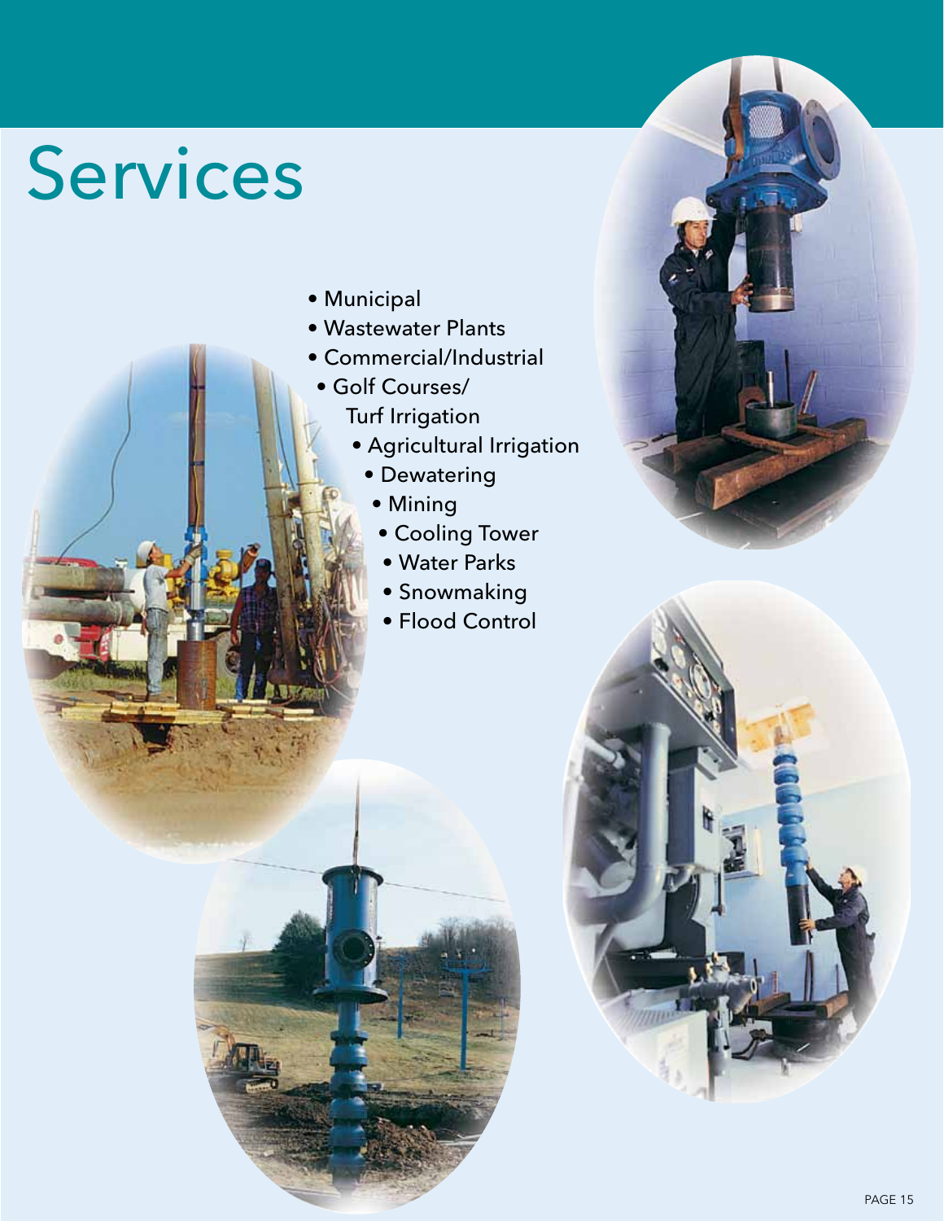# Services

- Municipal
- Wastewater Plants
- Commercial/Industrial
- Golf Courses/ Turf Irrigation
- Agricultural Irrigation
- Dewatering
- Mining
- Cooling Tower
- Water Parks
- Snowmaking
- Flood Control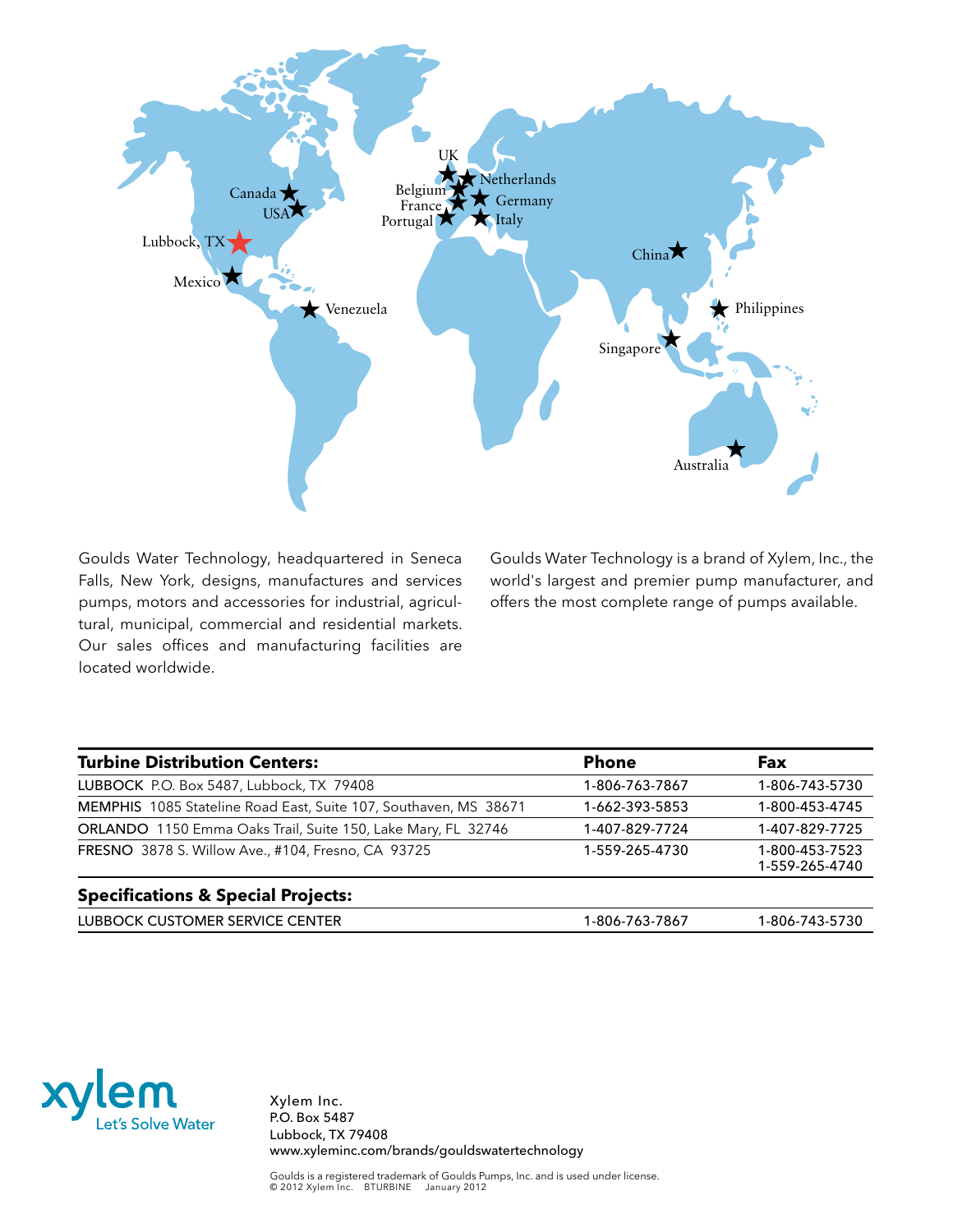UK

Netherlands

Belgium

France

Germany

Portugal

Italy

Canada

USA

Lubbock, TX

Mexico

Venezuela

China

Philippines

Singapore

Australia

Goulds Water Technology, headquartered in Seneca Falls, New York, designs, manufactures and services pumps, motors and accessories for industrial, agricultural, municipal, commercial and residential markets. Our sales offices and manufacturing facilities are located worldwide.

Goulds Water Technology is a brand of Xylem, Inc., the world's largest and premier pump manufacturer, and offers the most complete range of pumps available.

| **Turbine Distribution Centers:** | **Phone** | **Fax** |
|---|---|---|
| LUBBOCK P.O. Box 5487, Lubbock, TX 79408 | 1-806-763-7867 | 1-806-743-5730 |
| MEMPHIS 1085 Stateline Road East, Suite 107, Southaven, MS 38671 | 1-662-393-5853 | 1-800-453-4745 |
| ORLANDO 1150 Emma Oaks Trail, Suite 150, Lake Mary, FL 32746 | 1-407-829-7724 | 1-407-829-7725 |
| FRESNO 3878 S. Willow Ave., #104, Fresno, CA 93725 | 1-559-265-4730 | 1-800-453-7523<br>1-559-265-4740 |
| **Specifications & Special Projects:** | | |
| LUBBOCK CUSTOMER SERVICE CENTER | 1-806-763-7867 | 1-806-743-5730 |

xylem
Let's Solve Water

Xylem Inc.
P.O. Box 5487
Lubbock, TX 79408
www.xyleminc.com/brands/gouldswatertechnology

Goulds is a registered trademark of Goulds Pumps, Inc. and is used under license.
© 2012 Xylem Inc. BTURBINE January 2012